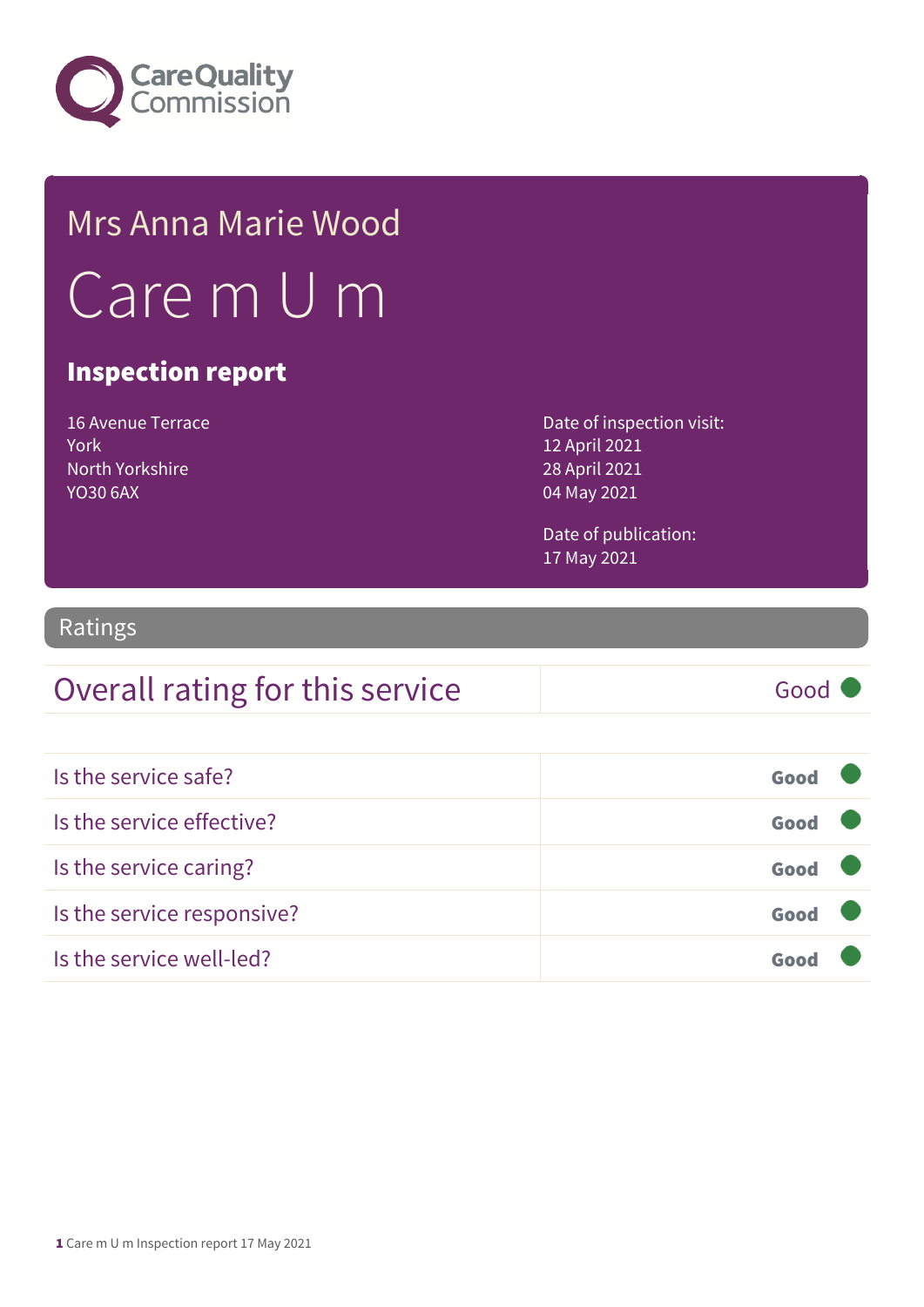Mrs Anna Marie Wood

# Care m U m

## Inspection report

16 Avenue Terrace
York
North Yorkshire
YO30 6AX

Date of inspection visit:
12 April 2021
28 April 2021
04 May 2021

Date of publication:
17 May 2021

## Ratings

| Overall rating for this service | Good |
|---|---|

| | |
|---|---|
| Is the service safe? | Good |
| Is the service effective? | Good |
| Is the service caring? | Good |
| Is the service responsive? | Good |
| Is the service well-led? | Good |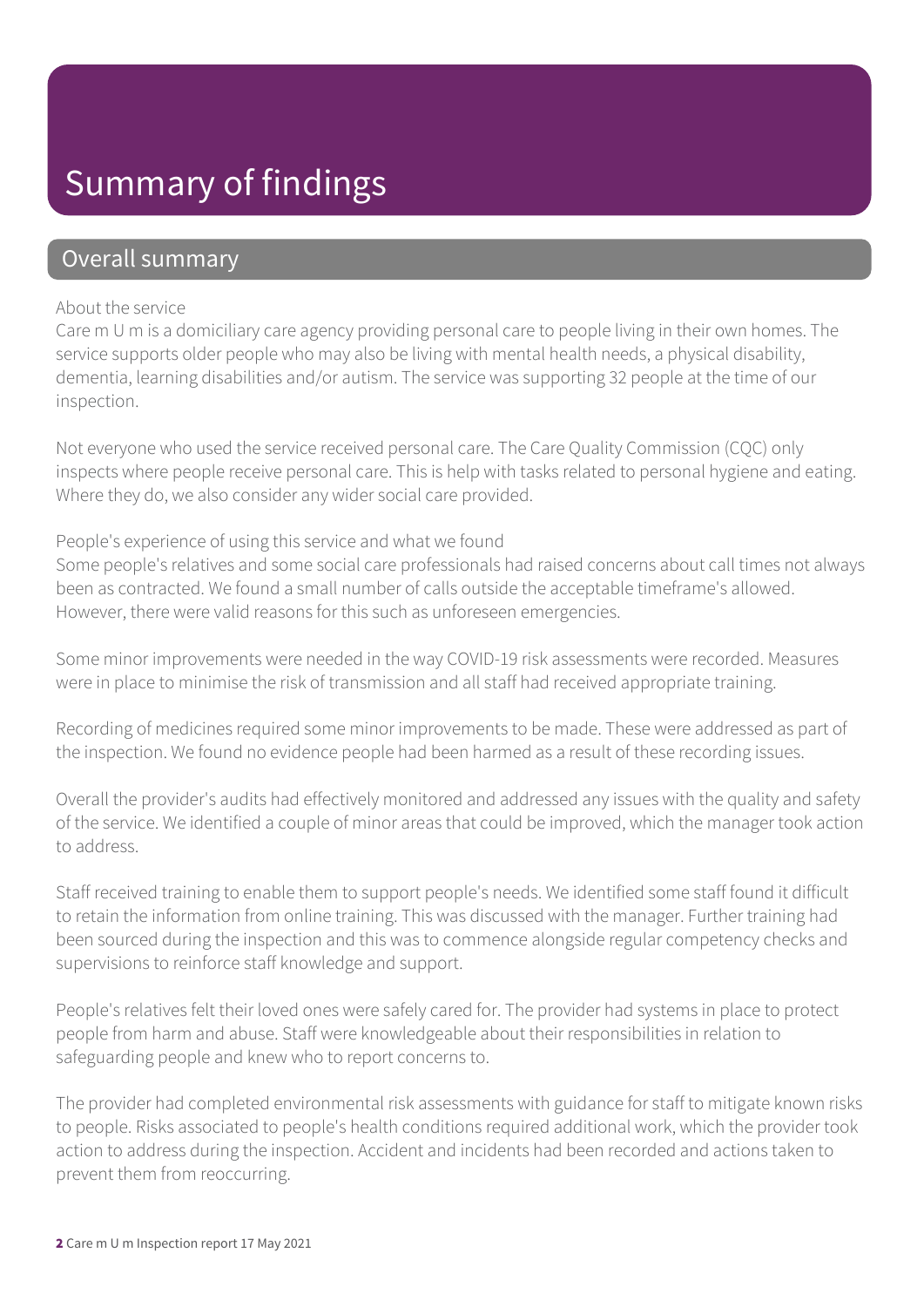# Summary of findings

## Overall summary

About the service

Care m U m is a domiciliary care agency providing personal care to people living in their own homes. The service supports older people who may also be living with mental health needs, a physical disability, dementia, learning disabilities and/or autism. The service was supporting 32 people at the time of our inspection.

Not everyone who used the service received personal care. The Care Quality Commission (CQC) only inspects where people receive personal care. This is help with tasks related to personal hygiene and eating. Where they do, we also consider any wider social care provided.

People's experience of using this service and what we found

Some people's relatives and some social care professionals had raised concerns about call times not always been as contracted. We found a small number of calls outside the acceptable timeframe's allowed. However, there were valid reasons for this such as unforeseen emergencies.

Some minor improvements were needed in the way COVID-19 risk assessments were recorded. Measures were in place to minimise the risk of transmission and all staff had received appropriate training.

Recording of medicines required some minor improvements to be made. These were addressed as part of the inspection. We found no evidence people had been harmed as a result of these recording issues.

Overall the provider's audits had effectively monitored and addressed any issues with the quality and safety of the service. We identified a couple of minor areas that could be improved, which the manager took action to address.

Staff received training to enable them to support people's needs. We identified some staff found it difficult to retain the information from online training. This was discussed with the manager. Further training had been sourced during the inspection and this was to commence alongside regular competency checks and supervisions to reinforce staff knowledge and support.

People's relatives felt their loved ones were safely cared for. The provider had systems in place to protect people from harm and abuse. Staff were knowledgeable about their responsibilities in relation to safeguarding people and knew who to report concerns to.

The provider had completed environmental risk assessments with guidance for staff to mitigate known risks to people. Risks associated to people's health conditions required additional work, which the provider took action to address during the inspection. Accident and incidents had been recorded and actions taken to prevent them from reoccurring.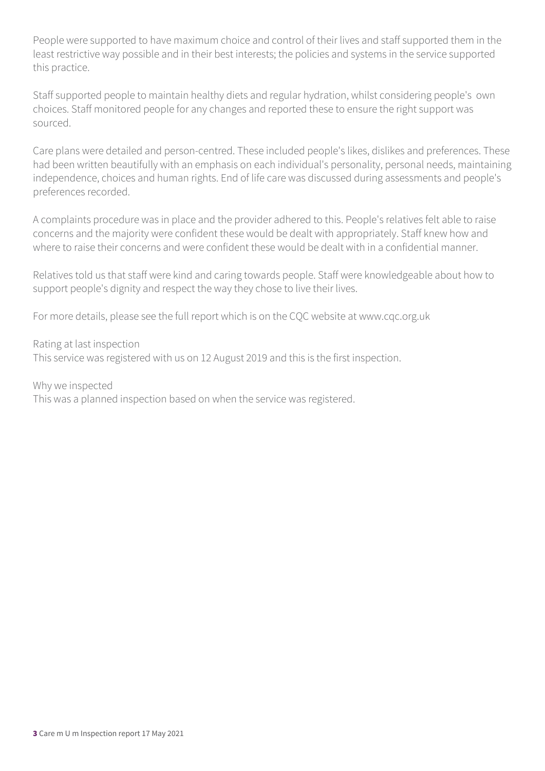People were supported to have maximum choice and control of their lives and staff supported them in the least restrictive way possible and in their best interests; the policies and systems in the service supported this practice.

Staff supported people to maintain healthy diets and regular hydration, whilst considering people's own choices. Staff monitored people for any changes and reported these to ensure the right support was sourced.

Care plans were detailed and person-centred. These included people's likes, dislikes and preferences. These had been written beautifully with an emphasis on each individual's personality, personal needs, maintaining independence, choices and human rights. End of life care was discussed during assessments and people's preferences recorded.

A complaints procedure was in place and the provider adhered to this. People's relatives felt able to raise concerns and the majority were confident these would be dealt with appropriately. Staff knew how and where to raise their concerns and were confident these would be dealt with in a confidential manner.

Relatives told us that staff were kind and caring towards people. Staff were knowledgeable about how to support people's dignity and respect the way they chose to live their lives.

For more details, please see the full report which is on the CQC website at www.cqc.org.uk

Rating at last inspection
This service was registered with us on 12 August 2019 and this is the first inspection.

Why we inspected
This was a planned inspection based on when the service was registered.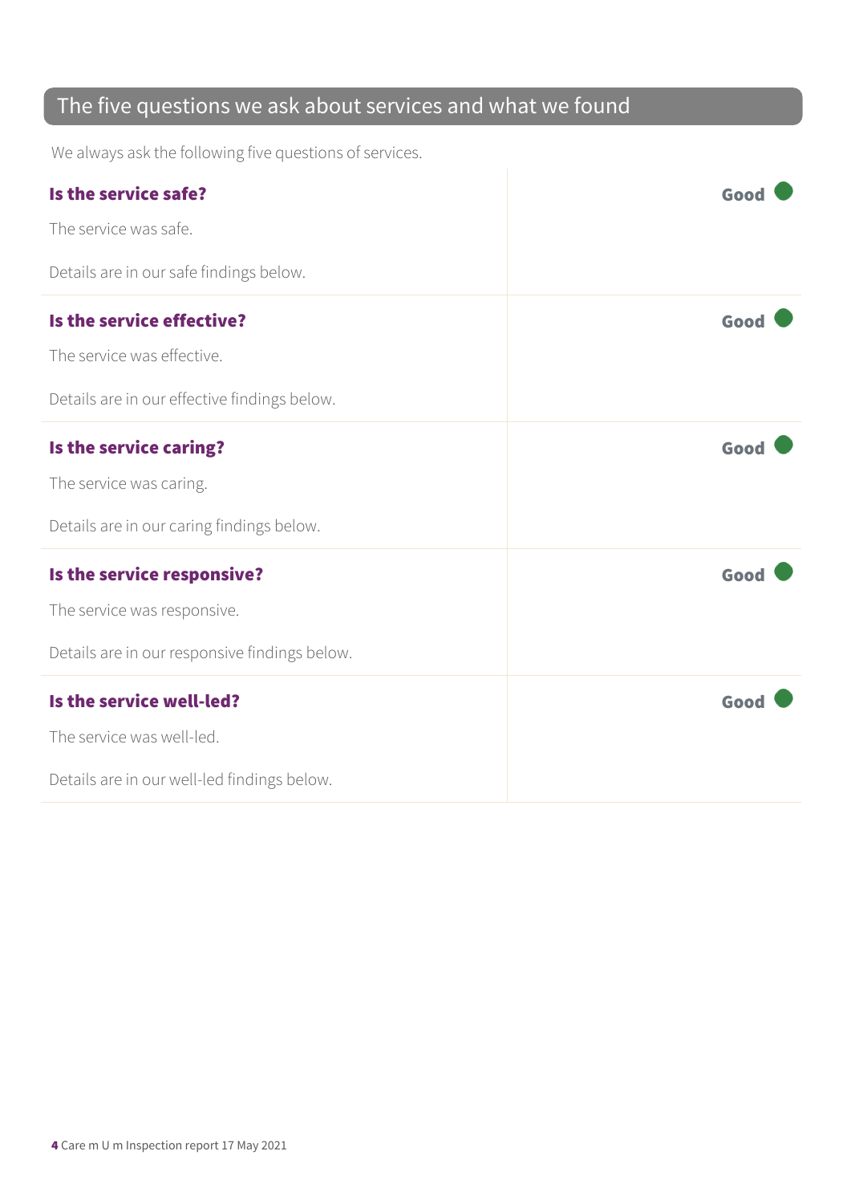## The five questions we ask about services and what we found

We always ask the following five questions of services.

| | |
|---|---|
| **Is the service safe?**<br><br>The service was safe.<br><br>Details are in our safe findings below. | **Good** |
| **Is the service effective?**<br><br>The service was effective.<br><br>Details are in our effective findings below. | **Good** |
| **Is the service caring?**<br><br>The service was caring.<br><br>Details are in our caring findings below. | **Good** |
| **Is the service responsive?**<br><br>The service was responsive.<br><br>Details are in our responsive findings below. | **Good** |
| **Is the service well-led?**<br><br>The service was well-led.<br><br>Details are in our well-led findings below. | **Good** |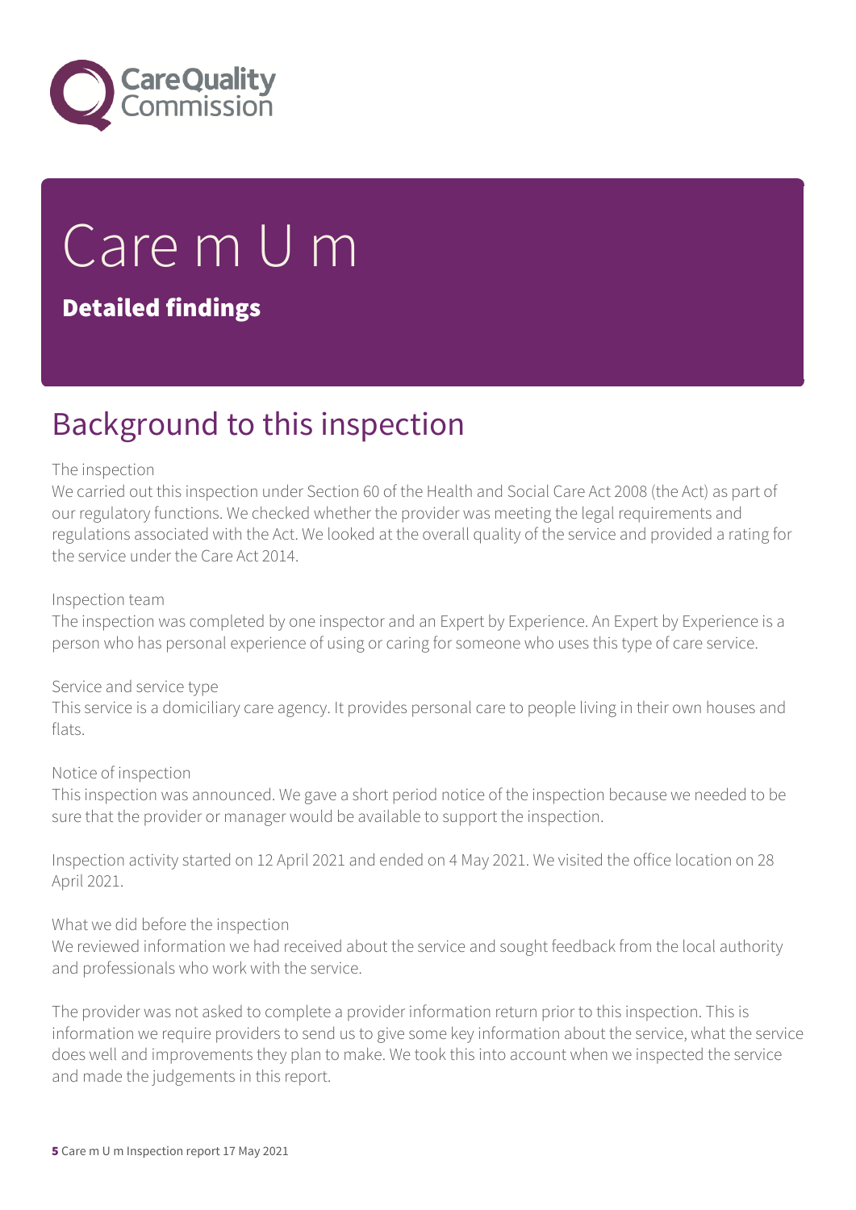# Care m U m

## Detailed findings

## Background to this inspection

The inspection
We carried out this inspection under Section 60 of the Health and Social Care Act 2008 (the Act) as part of our regulatory functions. We checked whether the provider was meeting the legal requirements and regulations associated with the Act. We looked at the overall quality of the service and provided a rating for the service under the Care Act 2014.

Inspection team
The inspection was completed by one inspector and an Expert by Experience. An Expert by Experience is a person who has personal experience of using or caring for someone who uses this type of care service.

Service and service type
This service is a domiciliary care agency. It provides personal care to people living in their own houses and flats.

Notice of inspection
This inspection was announced. We gave a short period notice of the inspection because we needed to be sure that the provider or manager would be available to support the inspection.

Inspection activity started on 12 April 2021 and ended on 4 May 2021. We visited the office location on 28 April 2021.

What we did before the inspection
We reviewed information we had received about the service and sought feedback from the local authority and professionals who work with the service.

The provider was not asked to complete a provider information return prior to this inspection. This is information we require providers to send us to give some key information about the service, what the service does well and improvements they plan to make. We took this into account when we inspected the service and made the judgements in this report.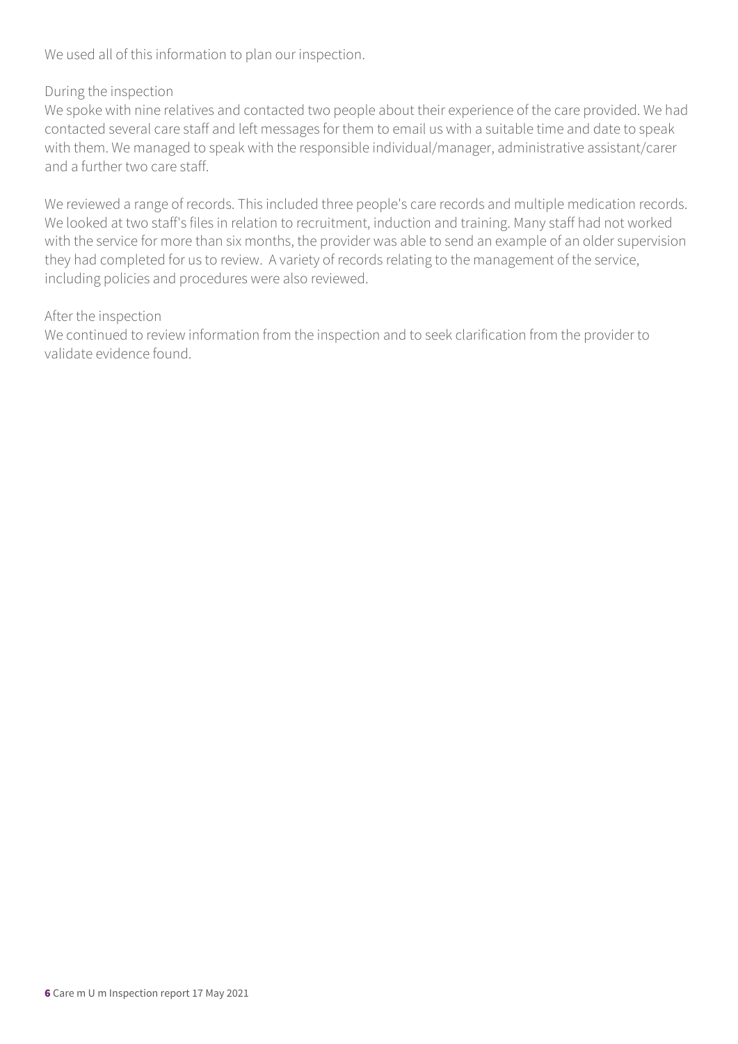We used all of this information to plan our inspection.

During the inspection

We spoke with nine relatives and contacted two people about their experience of the care provided. We had contacted several care staff and left messages for them to email us with a suitable time and date to speak with them. We managed to speak with the responsible individual/manager, administrative assistant/carer and a further two care staff.

We reviewed a range of records. This included three people's care records and multiple medication records. We looked at two staff's files in relation to recruitment, induction and training. Many staff had not worked with the service for more than six months, the provider was able to send an example of an older supervision they had completed for us to review. A variety of records relating to the management of the service, including policies and procedures were also reviewed.

After the inspection

We continued to review information from the inspection and to seek clarification from the provider to validate evidence found.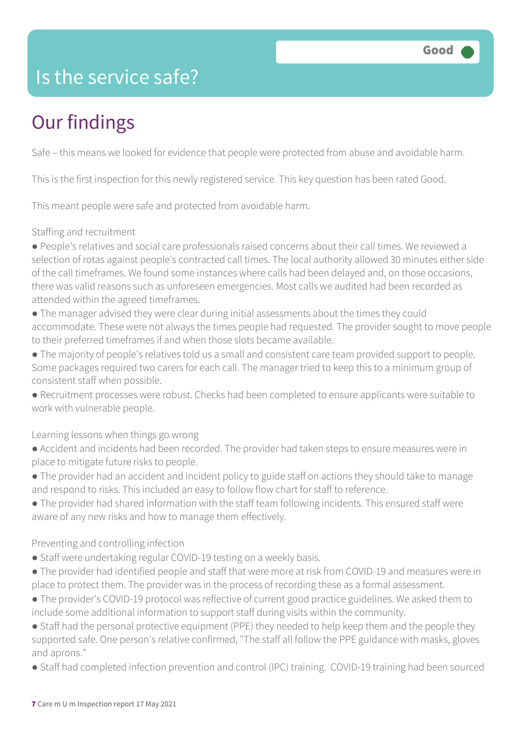# Is the service safe?

Good

## Our findings

Safe – this means we looked for evidence that people were protected from abuse and avoidable harm.

This is the first inspection for this newly registered service. This key question has been rated Good.

This meant people were safe and protected from avoidable harm.

Staffing and recruitment

- People's relatives and social care professionals raised concerns about their call times. We reviewed a selection of rotas against people's contracted call times. The local authority allowed 30 minutes either side of the call timeframes. We found some instances where calls had been delayed and, on those occasions, there was valid reasons such as unforeseen emergencies. Most calls we audited had been recorded as attended within the agreed timeframes.
- The manager advised they were clear during initial assessments about the times they could accommodate. These were not always the times people had requested. The provider sought to move people to their preferred timeframes if and when those slots became available.
- The majority of people's relatives told us a small and consistent care team provided support to people. Some packages required two carers for each call. The manager tried to keep this to a minimum group of consistent staff when possible.
- Recruitment processes were robust. Checks had been completed to ensure applicants were suitable to work with vulnerable people.

Learning lessons when things go wrong

- Accident and incidents had been recorded. The provider had taken steps to ensure measures were in place to mitigate future risks to people.
- The provider had an accident and incident policy to guide staff on actions they should take to manage and respond to risks. This included an easy to follow flow chart for staff to reference.
- The provider had shared information with the staff team following incidents. This ensured staff were aware of any new risks and how to manage them effectively.

Preventing and controlling infection

- Staff were undertaking regular COVID-19 testing on a weekly basis.
- The provider had identified people and staff that were more at risk from COVID-19 and measures were in place to protect them. The provider was in the process of recording these as a formal assessment.
- The provider's COVID-19 protocol was reflective of current good practice guidelines. We asked them to include some additional information to support staff during visits within the community.
- Staff had the personal protective equipment (PPE) they needed to help keep them and the people they supported safe. One person's relative confirmed, "The staff all follow the PPE guidance with masks, gloves and aprons."
- Staff had completed infection prevention and control (IPC) training. COVID-19 training had been sourced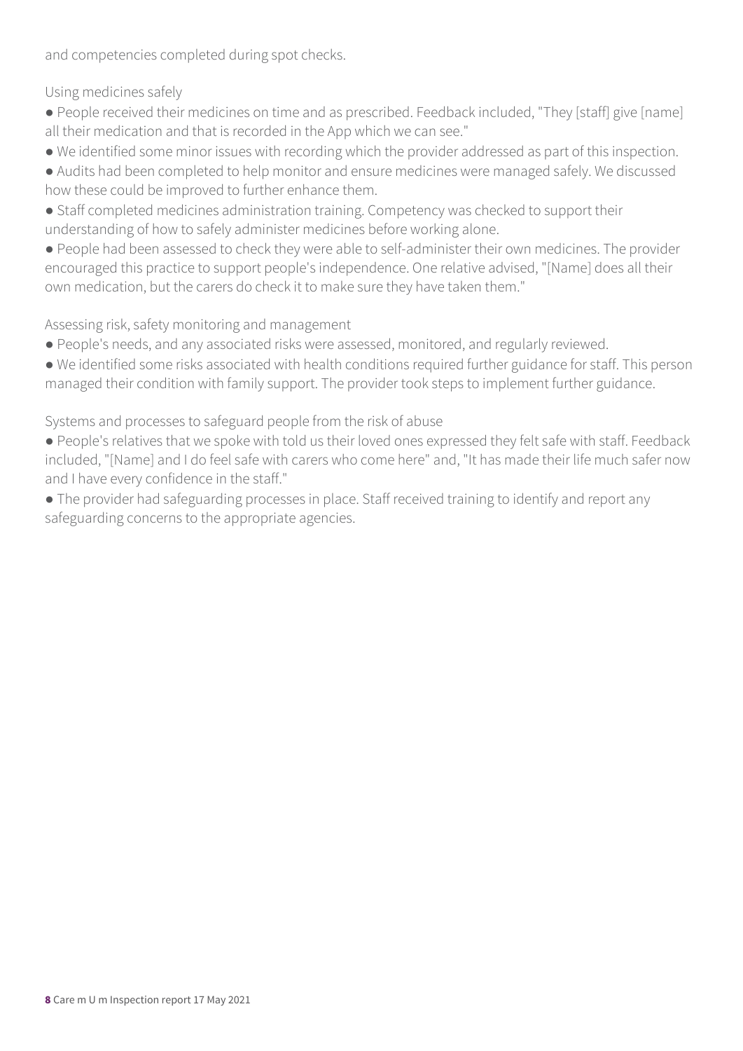and competencies completed during spot checks.

### Using medicines safely

- People received their medicines on time and as prescribed. Feedback included, "They [staff] give [name] all their medication and that is recorded in the App which we can see."
- We identified some minor issues with recording which the provider addressed as part of this inspection.
- Audits had been completed to help monitor and ensure medicines were managed safely. We discussed how these could be improved to further enhance them.
- Staff completed medicines administration training. Competency was checked to support their understanding of how to safely administer medicines before working alone.
- People had been assessed to check they were able to self-administer their own medicines. The provider encouraged this practice to support people's independence. One relative advised, "[Name] does all their own medication, but the carers do check it to make sure they have taken them."

### Assessing risk, safety monitoring and management

- People's needs, and any associated risks were assessed, monitored, and regularly reviewed.
- We identified some risks associated with health conditions required further guidance for staff. This person managed their condition with family support. The provider took steps to implement further guidance.

### Systems and processes to safeguard people from the risk of abuse

- People's relatives that we spoke with told us their loved ones expressed they felt safe with staff. Feedback included, "[Name] and I do feel safe with carers who come here" and, "It has made their life much safer now and I have every confidence in the staff."
- The provider had safeguarding processes in place. Staff received training to identify and report any safeguarding concerns to the appropriate agencies.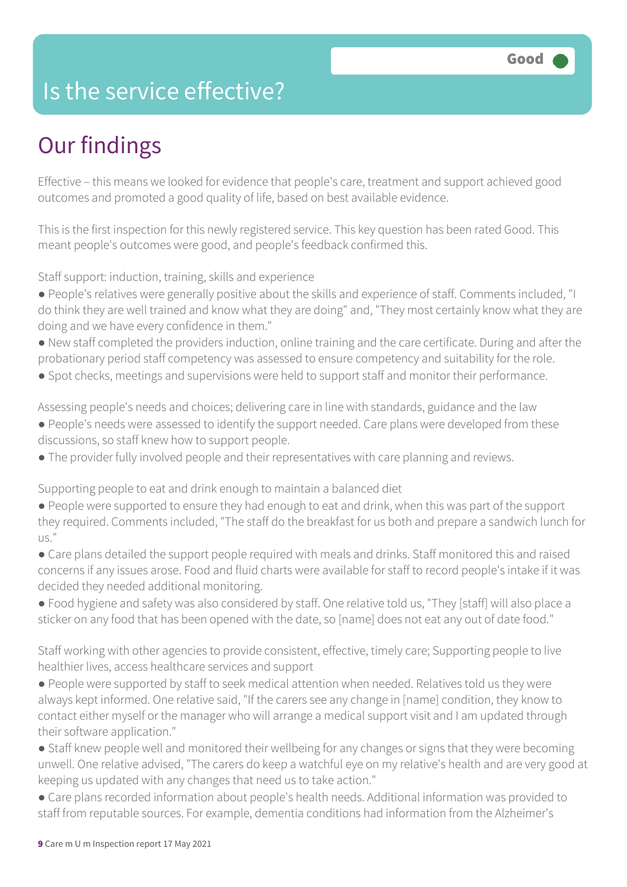# Is the service effective?

Good

## Our findings

Effective – this means we looked for evidence that people's care, treatment and support achieved good outcomes and promoted a good quality of life, based on best available evidence.

This is the first inspection for this newly registered service. This key question has been rated Good. This meant people's outcomes were good, and people's feedback confirmed this.

Staff support: induction, training, skills and experience

- People's relatives were generally positive about the skills and experience of staff. Comments included, "I do think they are well trained and know what they are doing" and, "They most certainly know what they are doing and we have every confidence in them."
- New staff completed the providers induction, online training and the care certificate. During and after the probationary period staff competency was assessed to ensure competency and suitability for the role.
- Spot checks, meetings and supervisions were held to support staff and monitor their performance.

Assessing people's needs and choices; delivering care in line with standards, guidance and the law

- People's needs were assessed to identify the support needed. Care plans were developed from these discussions, so staff knew how to support people.
- The provider fully involved people and their representatives with care planning and reviews.

Supporting people to eat and drink enough to maintain a balanced diet

- People were supported to ensure they had enough to eat and drink, when this was part of the support they required. Comments included, "The staff do the breakfast for us both and prepare a sandwich lunch for us."
- Care plans detailed the support people required with meals and drinks. Staff monitored this and raised concerns if any issues arose. Food and fluid charts were available for staff to record people's intake if it was decided they needed additional monitoring.
- Food hygiene and safety was also considered by staff. One relative told us, "They [staff] will also place a sticker on any food that has been opened with the date, so [name] does not eat any out of date food."

Staff working with other agencies to provide consistent, effective, timely care; Supporting people to live healthier lives, access healthcare services and support

- People were supported by staff to seek medical attention when needed. Relatives told us they were always kept informed. One relative said, "If the carers see any change in [name] condition, they know to contact either myself or the manager who will arrange a medical support visit and I am updated through their software application."
- Staff knew people well and monitored their wellbeing for any changes or signs that they were becoming unwell. One relative advised, "The carers do keep a watchful eye on my relative's health and are very good at keeping us updated with any changes that need us to take action."
- Care plans recorded information about people's health needs. Additional information was provided to staff from reputable sources. For example, dementia conditions had information from the Alzheimer's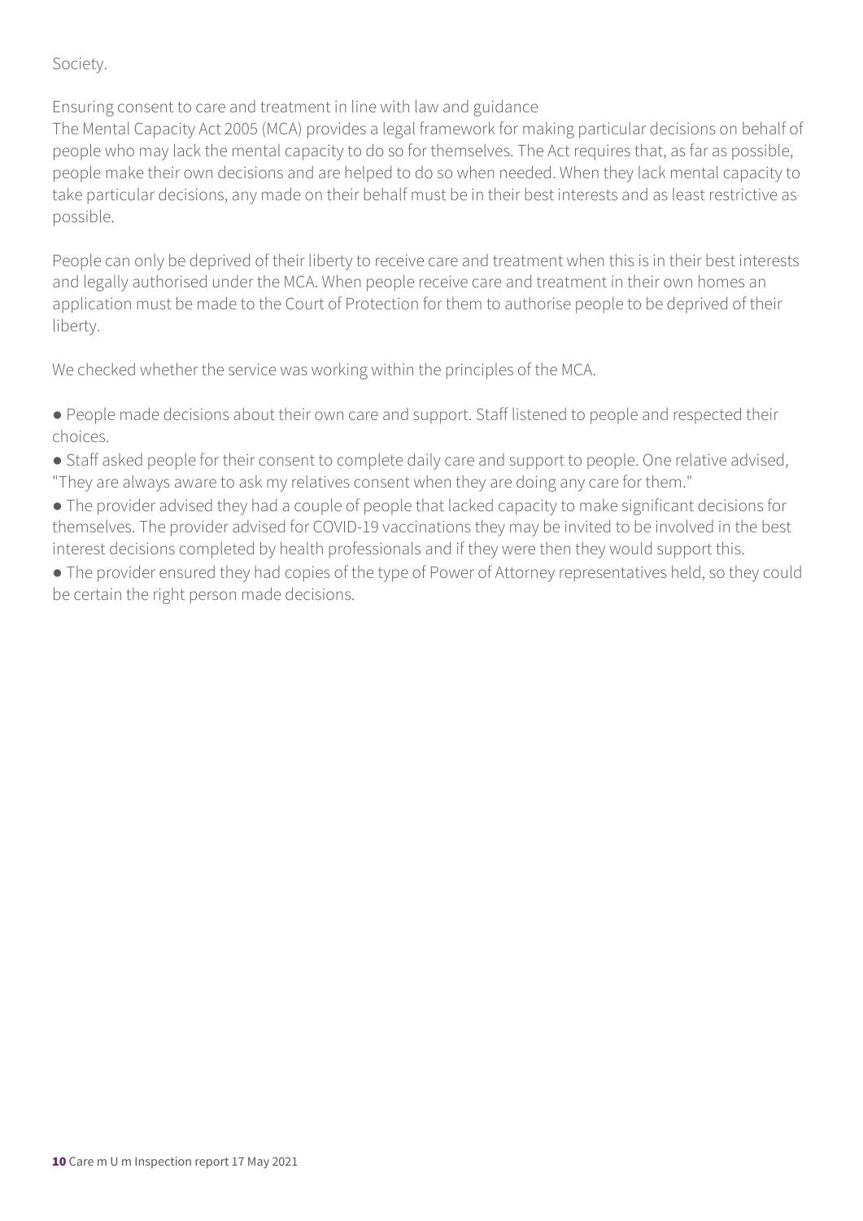Society.

Ensuring consent to care and treatment in line with law and guidance

The Mental Capacity Act 2005 (MCA) provides a legal framework for making particular decisions on behalf of people who may lack the mental capacity to do so for themselves. The Act requires that, as far as possible, people make their own decisions and are helped to do so when needed. When they lack mental capacity to take particular decisions, any made on their behalf must be in their best interests and as least restrictive as possible.

People can only be deprived of their liberty to receive care and treatment when this is in their best interests and legally authorised under the MCA. When people receive care and treatment in their own homes an application must be made to the Court of Protection for them to authorise people to be deprived of their liberty.

We checked whether the service was working within the principles of the MCA.

- People made decisions about their own care and support. Staff listened to people and respected their choices.
- Staff asked people for their consent to complete daily care and support to people. One relative advised, "They are always aware to ask my relatives consent when they are doing any care for them."
- The provider advised they had a couple of people that lacked capacity to make significant decisions for themselves. The provider advised for COVID-19 vaccinations they may be invited to be involved in the best interest decisions completed by health professionals and if they were then they would support this.
- The provider ensured they had copies of the type of Power of Attorney representatives held, so they could be certain the right person made decisions.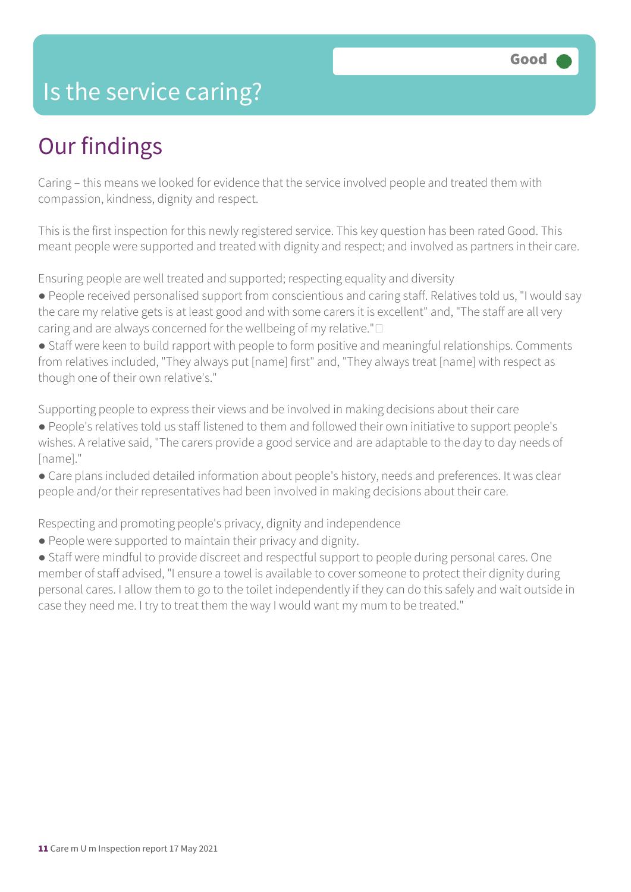# Is the service caring?

Good

## Our findings

Caring – this means we looked for evidence that the service involved people and treated them with compassion, kindness, dignity and respect.

This is the first inspection for this newly registered service. This key question has been rated Good. This meant people were supported and treated with dignity and respect; and involved as partners in their care.

Ensuring people are well treated and supported; respecting equality and diversity

- People received personalised support from conscientious and caring staff. Relatives told us, "I would say the care my relative gets is at least good and with some carers it is excellent" and, "The staff are all very caring and are always concerned for the wellbeing of my relative."
- Staff were keen to build rapport with people to form positive and meaningful relationships. Comments from relatives included, "They always put [name] first" and, "They always treat [name] with respect as though one of their own relative's."

Supporting people to express their views and be involved in making decisions about their care

- People's relatives told us staff listened to them and followed their own initiative to support people's wishes. A relative said, "The carers provide a good service and are adaptable to the day to day needs of [name]."
- Care plans included detailed information about people's history, needs and preferences. It was clear people and/or their representatives had been involved in making decisions about their care.

Respecting and promoting people's privacy, dignity and independence

- People were supported to maintain their privacy and dignity.
- Staff were mindful to provide discreet and respectful support to people during personal cares. One member of staff advised, "I ensure a towel is available to cover someone to protect their dignity during personal cares. I allow them to go to the toilet independently if they can do this safely and wait outside in case they need me. I try to treat them the way I would want my mum to be treated."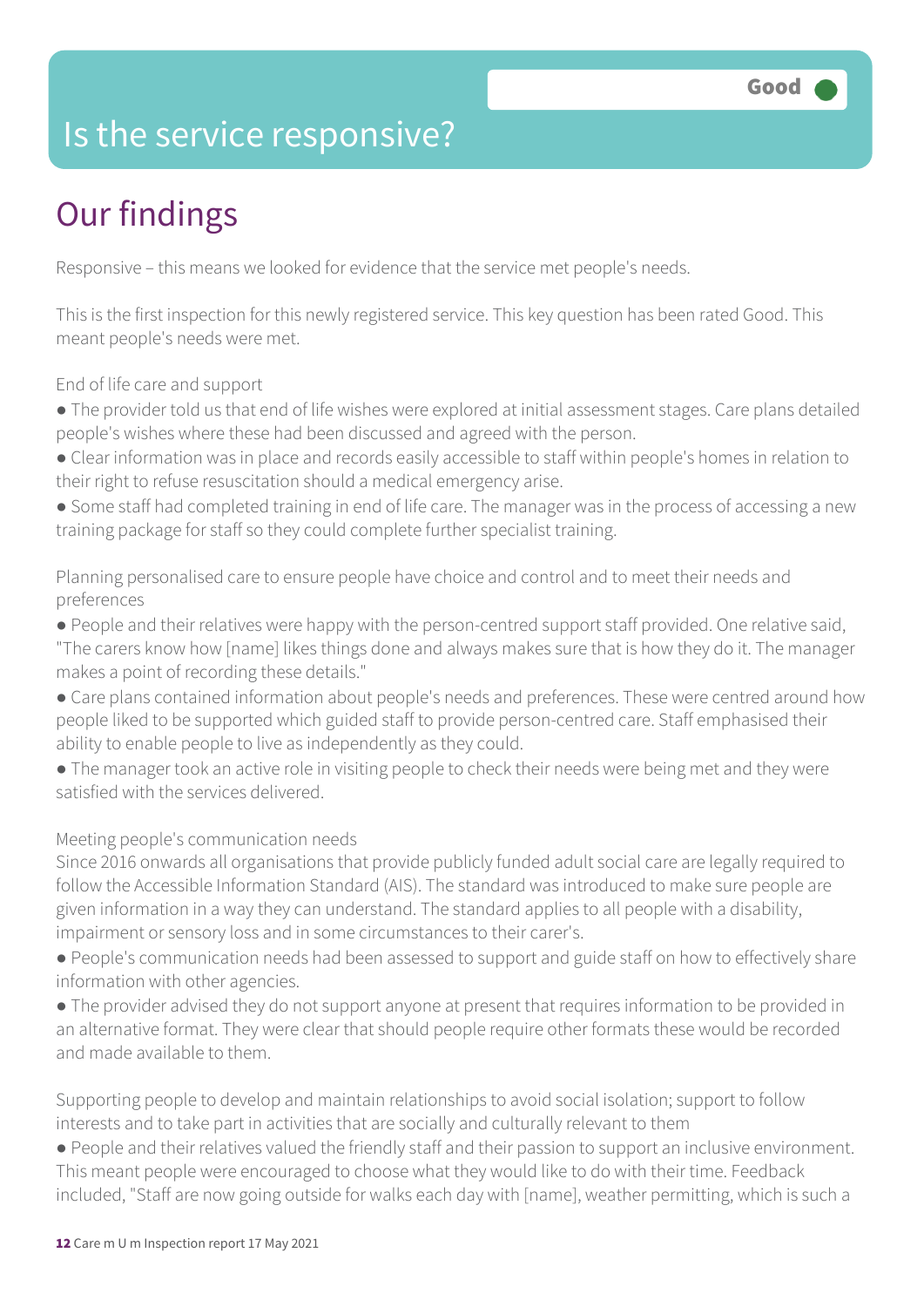# Is the service responsive?

Good

## Our findings

Responsive – this means we looked for evidence that the service met people's needs.

This is the first inspection for this newly registered service. This key question has been rated Good. This meant people's needs were met.

End of life care and support

- The provider told us that end of life wishes were explored at initial assessment stages. Care plans detailed people's wishes where these had been discussed and agreed with the person.
- Clear information was in place and records easily accessible to staff within people's homes in relation to their right to refuse resuscitation should a medical emergency arise.
- Some staff had completed training in end of life care. The manager was in the process of accessing a new training package for staff so they could complete further specialist training.

Planning personalised care to ensure people have choice and control and to meet their needs and preferences

- People and their relatives were happy with the person-centred support staff provided. One relative said, "The carers know how [name] likes things done and always makes sure that is how they do it. The manager makes a point of recording these details."
- Care plans contained information about people's needs and preferences. These were centred around how people liked to be supported which guided staff to provide person-centred care. Staff emphasised their ability to enable people to live as independently as they could.
- The manager took an active role in visiting people to check their needs were being met and they were satisfied with the services delivered.

Meeting people's communication needs

Since 2016 onwards all organisations that provide publicly funded adult social care are legally required to follow the Accessible Information Standard (AIS). The standard was introduced to make sure people are given information in a way they can understand. The standard applies to all people with a disability, impairment or sensory loss and in some circumstances to their carer's.

- People's communication needs had been assessed to support and guide staff on how to effectively share information with other agencies.
- The provider advised they do not support anyone at present that requires information to be provided in an alternative format. They were clear that should people require other formats these would be recorded and made available to them.

Supporting people to develop and maintain relationships to avoid social isolation; support to follow interests and to take part in activities that are socially and culturally relevant to them

- People and their relatives valued the friendly staff and their passion to support an inclusive environment. This meant people were encouraged to choose what they would like to do with their time. Feedback included, "Staff are now going outside for walks each day with [name], weather permitting, which is such a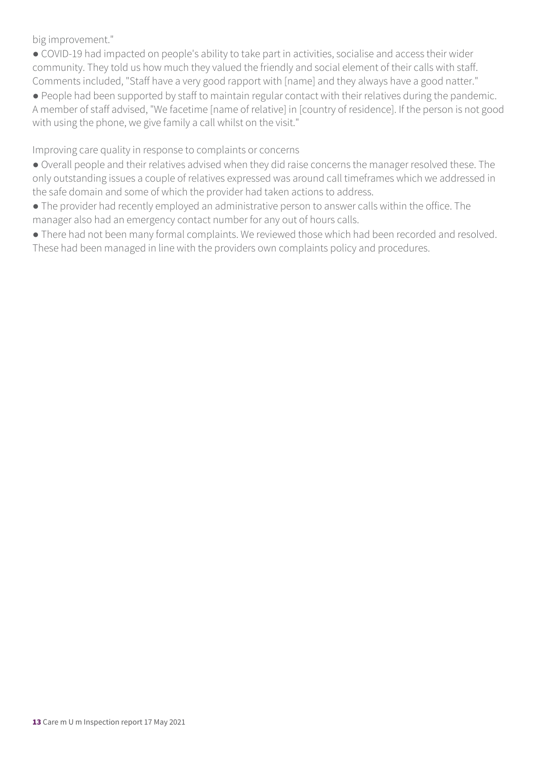big improvement."

- COVID-19 had impacted on people's ability to take part in activities, socialise and access their wider community. They told us how much they valued the friendly and social element of their calls with staff. Comments included, "Staff have a very good rapport with [name] and they always have a good natter."
- People had been supported by staff to maintain regular contact with their relatives during the pandemic. A member of staff advised, "We facetime [name of relative] in [country of residence]. If the person is not good with using the phone, we give family a call whilst on the visit."

Improving care quality in response to complaints or concerns

- Overall people and their relatives advised when they did raise concerns the manager resolved these. The only outstanding issues a couple of relatives expressed was around call timeframes which we addressed in the safe domain and some of which the provider had taken actions to address.
- The provider had recently employed an administrative person to answer calls within the office. The manager also had an emergency contact number for any out of hours calls.
- There had not been many formal complaints. We reviewed those which had been recorded and resolved. These had been managed in line with the providers own complaints policy and procedures.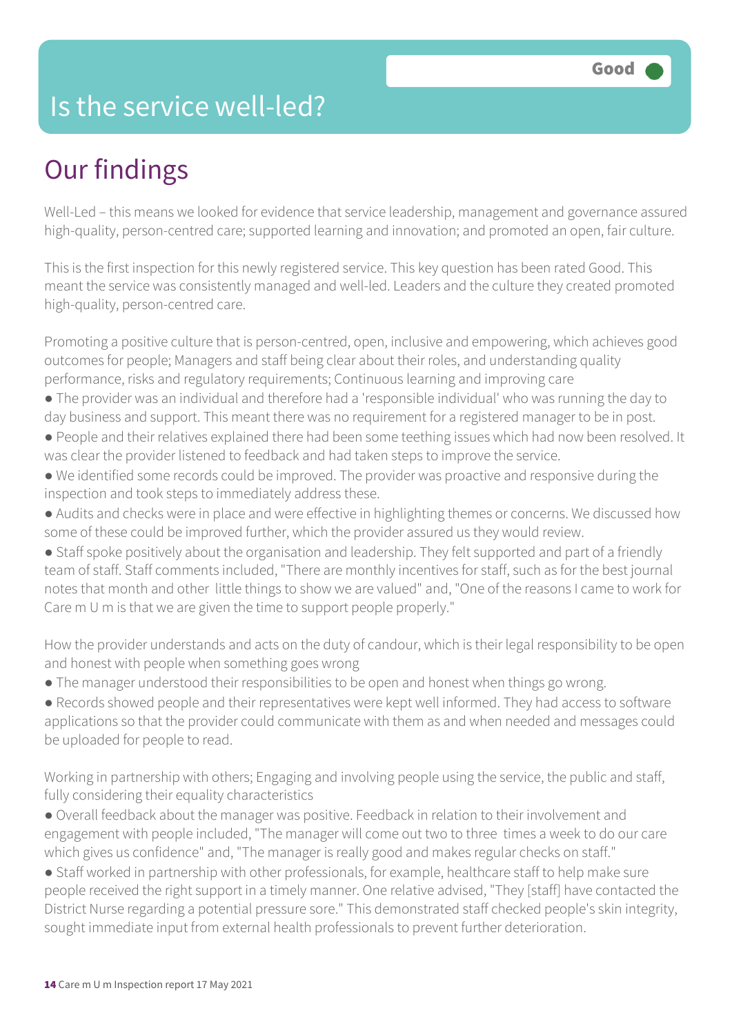# Is the service well-led?

Good

## Our findings

Well-Led – this means we looked for evidence that service leadership, management and governance assured high-quality, person-centred care; supported learning and innovation; and promoted an open, fair culture.

This is the first inspection for this newly registered service. This key question has been rated Good. This meant the service was consistently managed and well-led. Leaders and the culture they created promoted high-quality, person-centred care.

Promoting a positive culture that is person-centred, open, inclusive and empowering, which achieves good outcomes for people; Managers and staff being clear about their roles, and understanding quality performance, risks and regulatory requirements; Continuous learning and improving care

- The provider was an individual and therefore had a 'responsible individual' who was running the day to day business and support. This meant there was no requirement for a registered manager to be in post.
- People and their relatives explained there had been some teething issues which had now been resolved. It was clear the provider listened to feedback and had taken steps to improve the service.
- We identified some records could be improved. The provider was proactive and responsive during the inspection and took steps to immediately address these.
- Audits and checks were in place and were effective in highlighting themes or concerns. We discussed how some of these could be improved further, which the provider assured us they would review.
- Staff spoke positively about the organisation and leadership. They felt supported and part of a friendly team of staff. Staff comments included, "There are monthly incentives for staff, such as for the best journal notes that month and other little things to show we are valued" and, "One of the reasons I came to work for Care m U m is that we are given the time to support people properly."

How the provider understands and acts on the duty of candour, which is their legal responsibility to be open and honest with people when something goes wrong

- The manager understood their responsibilities to be open and honest when things go wrong.
- Records showed people and their representatives were kept well informed. They had access to software applications so that the provider could communicate with them as and when needed and messages could be uploaded for people to read.

Working in partnership with others; Engaging and involving people using the service, the public and staff, fully considering their equality characteristics

- Overall feedback about the manager was positive. Feedback in relation to their involvement and engagement with people included, "The manager will come out two to three times a week to do our care which gives us confidence" and, "The manager is really good and makes regular checks on staff."
- Staff worked in partnership with other professionals, for example, healthcare staff to help make sure people received the right support in a timely manner. One relative advised, "They [staff] have contacted the District Nurse regarding a potential pressure sore." This demonstrated staff checked people's skin integrity, sought immediate input from external health professionals to prevent further deterioration.